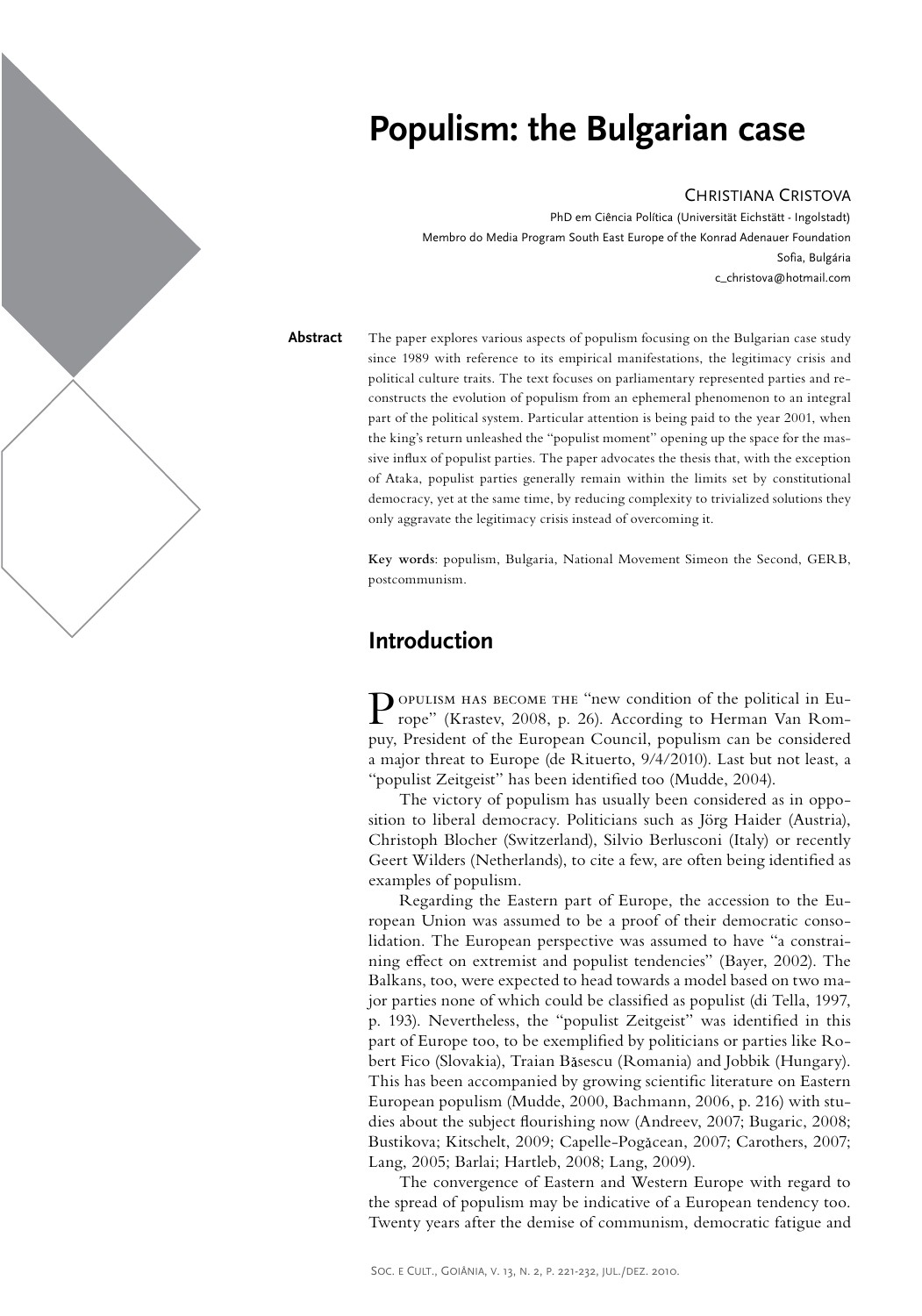# Populism: the Bulgarian case

CHRISTIANA CRISTOVA

PhD em Ciência Política (Universität Eichstätt - Ingolstadt)
Membro do Media Program South East Europe of the Konrad Adenauer Foundation
Sofia, Bulgária
c_christova@hotmail.com

**Abstract** The paper explores various aspects of populism focusing on the Bulgarian case study since 1989 with reference to its empirical manifestations, the legitimacy crisis and political culture traits. The text focuses on parliamentary represented parties and reconstructs the evolution of populism from an ephemeral phenomenon to an integral part of the political system. Particular attention is being paid to the year 2001, when the king's return unleashed the "populist moment" opening up the space for the massive influx of populist parties. The paper advocates the thesis that, with the exception of Ataka, populist parties generally remain within the limits set by constitutional democracy, yet at the same time, by reducing complexity to trivialized solutions they only aggravate the legitimacy crisis instead of overcoming it.

**Key words**: populism, Bulgaria, National Movement Simeon the Second, GERB, postcommunism.

## Introduction

Populism has become the "new condition of the political in Europe" (Krastev, 2008, p. 26). According to Herman Van Rompuy, President of the European Council, populism can be considered a major threat to Europe (de Rituerto, 9/4/2010). Last but not least, a "populist Zeitgeist" has been identified too (Mudde, 2004).

The victory of populism has usually been considered as in opposition to liberal democracy. Politicians such as Jörg Haider (Austria), Christoph Blocher (Switzerland), Silvio Berlusconi (Italy) or recently Geert Wilders (Netherlands), to cite a few, are often being identified as examples of populism.

Regarding the Eastern part of Europe, the accession to the European Union was assumed to be a proof of their democratic consolidation. The European perspective was assumed to have "a constraining effect on extremist and populist tendencies" (Bayer, 2002). The Balkans, too, were expected to head towards a model based on two major parties none of which could be classified as populist (di Tella, 1997, p. 193). Nevertheless, the "populist Zeitgeist" was identified in this part of Europe too, to be exemplified by politicians or parties like Robert Fico (Slovakia), Traian Băsescu (Romania) and Jobbik (Hungary). This has been accompanied by growing scientific literature on Eastern European populism (Mudde, 2000, Bachmann, 2006, p. 216) with studies about the subject flourishing now (Andreev, 2007; Bugaric, 2008; Bustikova; Kitschelt, 2009; Capelle-Pogăcean, 2007; Carothers, 2007; Lang, 2005; Barlai; Hartleb, 2008; Lang, 2009).

The convergence of Eastern and Western Europe with regard to the spread of populism may be indicative of a European tendency too. Twenty years after the demise of communism, democratic fatigue and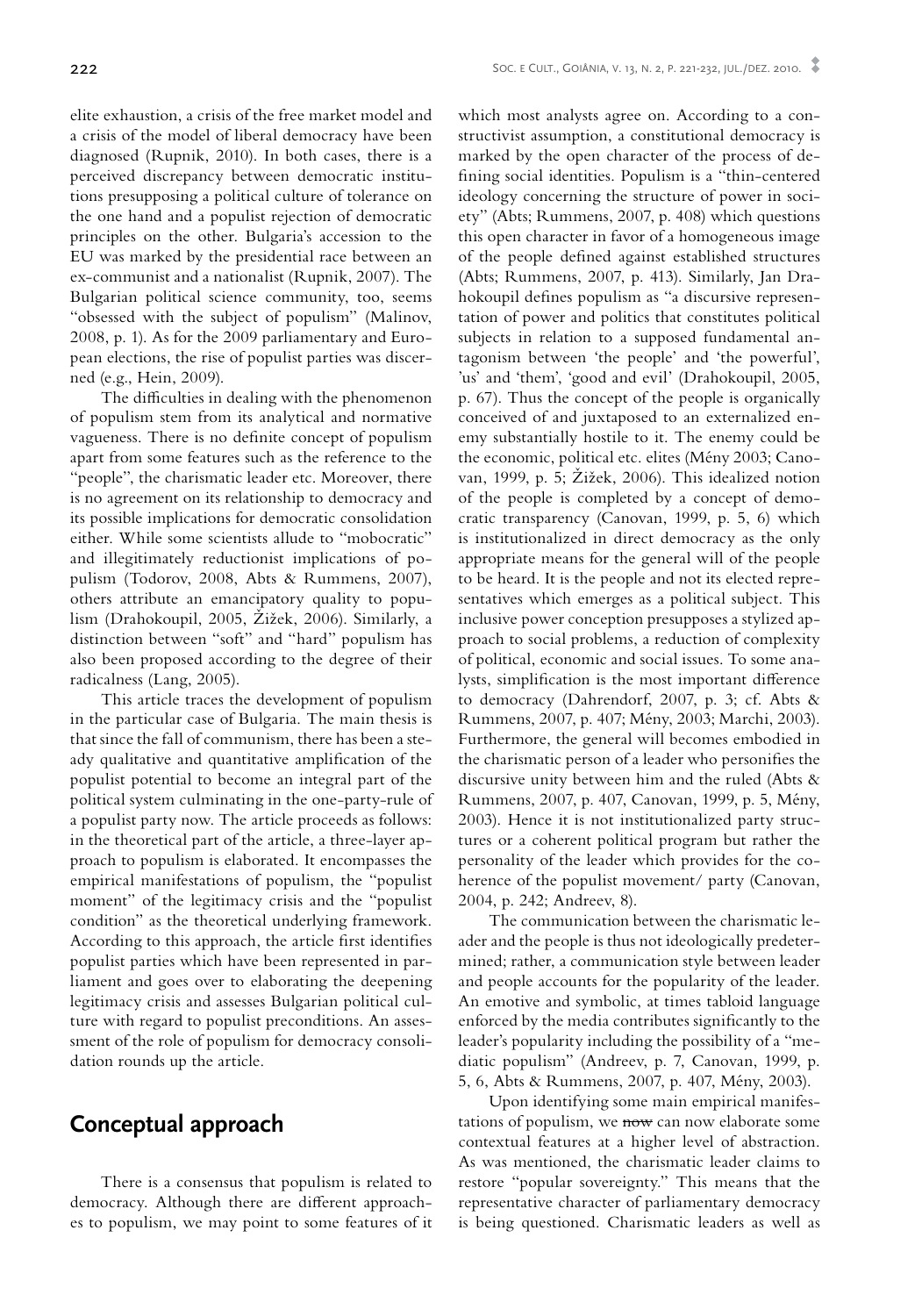elite exhaustion, a crisis of the free market model and a crisis of the model of liberal democracy have been diagnosed (Rupnik, 2010). In both cases, there is a perceived discrepancy between democratic institutions presupposing a political culture of tolerance on the one hand and a populist rejection of democratic principles on the other. Bulgaria's accession to the EU was marked by the presidential race between an ex-communist and a nationalist (Rupnik, 2007). The Bulgarian political science community, too, seems "obsessed with the subject of populism" (Malinov, 2008, p. 1). As for the 2009 parliamentary and European elections, the rise of populist parties was discerned (e.g., Hein, 2009).

The difficulties in dealing with the phenomenon of populism stem from its analytical and normative vagueness. There is no definite concept of populism apart from some features such as the reference to the "people", the charismatic leader etc. Moreover, there is no agreement on its relationship to democracy and its possible implications for democratic consolidation either. While some scientists allude to "mobocratic" and illegitimately reductionist implications of populism (Todorov, 2008, Abts & Rummens, 2007), others attribute an emancipatory quality to populism (Drahokoupil, 2005, Žižek, 2006). Similarly, a distinction between "soft" and "hard" populism has also been proposed according to the degree of their radicalness (Lang, 2005).

This article traces the development of populism in the particular case of Bulgaria. The main thesis is that since the fall of communism, there has been a steady qualitative and quantitative amplification of the populist potential to become an integral part of the political system culminating in the one-party-rule of a populist party now. The article proceeds as follows: in the theoretical part of the article, a three-layer approach to populism is elaborated. It encompasses the empirical manifestations of populism, the "populist moment" of the legitimacy crisis and the "populist condition" as the theoretical underlying framework. According to this approach, the article first identifies populist parties which have been represented in parliament and goes over to elaborating the deepening legitimacy crisis and assesses Bulgarian political culture with regard to populist preconditions. An assessment of the role of populism for democracy consolidation rounds up the article.

## Conceptual approach

There is a consensus that populism is related to democracy. Although there are different approaches to populism, we may point to some features of it which most analysts agree on. According to a constructivist assumption, a constitutional democracy is marked by the open character of the process of defining social identities. Populism is a "thin-centered ideology concerning the structure of power in society" (Abts; Rummens, 2007, p. 408) which questions this open character in favor of a homogeneous image of the people defined against established structures (Abts; Rummens, 2007, p. 413). Similarly, Jan Drahokoupil defines populism as "a discursive representation of power and politics that constitutes political subjects in relation to a supposed fundamental antagonism between 'the people' and 'the powerful', 'us' and 'them', 'good and evil' (Drahokoupil, 2005, p. 67). Thus the concept of the people is organically conceived of and juxtaposed to an externalized enemy substantially hostile to it. The enemy could be the economic, political etc. elites (Mény 2003; Canovan, 1999, p. 5; Žižek, 2006). This idealized notion of the people is completed by a concept of democratic transparency (Canovan, 1999, p. 5, 6) which is institutionalized in direct democracy as the only appropriate means for the general will of the people to be heard. It is the people and not its elected representatives which emerges as a political subject. This inclusive power conception presupposes a stylized approach to social problems, a reduction of complexity of political, economic and social issues. To some analysts, simplification is the most important difference to democracy (Dahrendorf, 2007, p. 3; cf. Abts & Rummens, 2007, p. 407; Mény, 2003; Marchi, 2003). Furthermore, the general will becomes embodied in the charismatic person of a leader who personifies the discursive unity between him and the ruled (Abts & Rummens, 2007, p. 407, Canovan, 1999, p. 5, Mény, 2003). Hence it is not institutionalized party structures or a coherent political program but rather the personality of the leader which provides for the coherence of the populist movement/ party (Canovan, 2004, p. 242; Andreev, 8).

The communication between the charismatic leader and the people is thus not ideologically predetermined; rather, a communication style between leader and people accounts for the popularity of the leader. An emotive and symbolic, at times tabloid language enforced by the media contributes significantly to the leader's popularity including the possibility of a "mediatic populism" (Andreev, p. 7, Canovan, 1999, p. 5, 6, Abts & Rummens, 2007, p. 407, Mény, 2003).

Upon identifying some main empirical manifestations of populism, we ~~now~~ can now elaborate some contextual features at a higher level of abstraction. As was mentioned, the charismatic leader claims to restore "popular sovereignty." This means that the representative character of parliamentary democracy is being questioned. Charismatic leaders as well as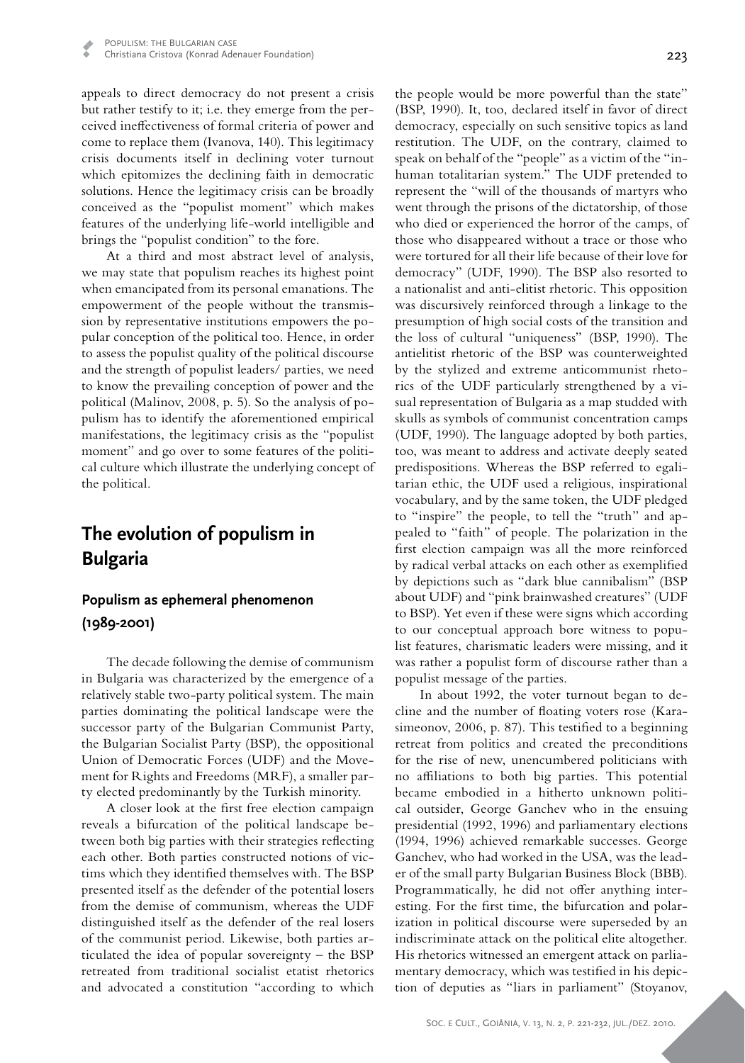appeals to direct democracy do not present a crisis but rather testify to it; i.e. they emerge from the perceived ineffectiveness of formal criteria of power and come to replace them (Ivanova, 140). This legitimacy crisis documents itself in declining voter turnout which epitomizes the declining faith in democratic solutions. Hence the legitimacy crisis can be broadly conceived as the "populist moment" which makes features of the underlying life-world intelligible and brings the "populist condition" to the fore.

At a third and most abstract level of analysis, we may state that populism reaches its highest point when emancipated from its personal emanations. The empowerment of the people without the transmission by representative institutions empowers the popular conception of the political too. Hence, in order to assess the populist quality of the political discourse and the strength of populist leaders/ parties, we need to know the prevailing conception of power and the political (Malinov, 2008, p. 5). So the analysis of populism has to identify the aforementioned empirical manifestations, the legitimacy crisis as the "populist moment" and go over to some features of the political culture which illustrate the underlying concept of the political.

## The evolution of populism in Bulgaria

### Populism as ephemeral phenomenon (1989-2001)

The decade following the demise of communism in Bulgaria was characterized by the emergence of a relatively stable two-party political system. The main parties dominating the political landscape were the successor party of the Bulgarian Communist Party, the Bulgarian Socialist Party (BSP), the oppositional Union of Democratic Forces (UDF) and the Movement for Rights and Freedoms (MRF), a smaller party elected predominantly by the Turkish minority.

A closer look at the first free election campaign reveals a bifurcation of the political landscape between both big parties with their strategies reflecting each other. Both parties constructed notions of victims which they identified themselves with. The BSP presented itself as the defender of the potential losers from the demise of communism, whereas the UDF distinguished itself as the defender of the real losers of the communist period. Likewise, both parties articulated the idea of popular sovereignty – the BSP retreated from traditional socialist etatist rhetorics and advocated a constitution "according to which the people would be more powerful than the state" (BSP, 1990). It, too, declared itself in favor of direct democracy, especially on such sensitive topics as land restitution. The UDF, on the contrary, claimed to speak on behalf of the "people" as a victim of the "inhuman totalitarian system." The UDF pretended to represent the "will of the thousands of martyrs who went through the prisons of the dictatorship, of those who died or experienced the horror of the camps, of those who disappeared without a trace or those who were tortured for all their life because of their love for democracy" (UDF, 1990). The BSP also resorted to a nationalist and anti-elitist rhetoric. This opposition was discursively reinforced through a linkage to the presumption of high social costs of the transition and the loss of cultural "uniqueness" (BSP, 1990). The antielitist rhetoric of the BSP was counterweighted by the stylized and extreme anticommunist rhetorics of the UDF particularly strengthened by a visual representation of Bulgaria as a map studded with skulls as symbols of communist concentration camps (UDF, 1990). The language adopted by both parties, too, was meant to address and activate deeply seated predispositions. Whereas the BSP referred to egalitarian ethic, the UDF used a religious, inspirational vocabulary, and by the same token, the UDF pledged to "inspire" the people, to tell the "truth" and appealed to "faith" of people. The polarization in the first election campaign was all the more reinforced by radical verbal attacks on each other as exemplified by depictions such as "dark blue cannibalism" (BSP about UDF) and "pink brainwashed creatures" (UDF to BSP). Yet even if these were signs which according to our conceptual approach bore witness to populist features, charismatic leaders were missing, and it was rather a populist form of discourse rather than a populist message of the parties.

In about 1992, the voter turnout began to decline and the number of floating voters rose (Karasimeonov, 2006, p. 87). This testified to a beginning retreat from politics and created the preconditions for the rise of new, unencumbered politicians with no affiliations to both big parties. This potential became embodied in a hitherto unknown political outsider, George Ganchev who in the ensuing presidential (1992, 1996) and parliamentary elections (1994, 1996) achieved remarkable successes. George Ganchev, who had worked in the USA, was the leader of the small party Bulgarian Business Block (BBB). Programmatically, he did not offer anything interesting. For the first time, the bifurcation and polarization in political discourse were superseded by an indiscriminate attack on the political elite altogether. His rhetorics witnessed an emergent attack on parliamentary democracy, which was testified in his depiction of deputies as "liars in parliament" (Stoyanov,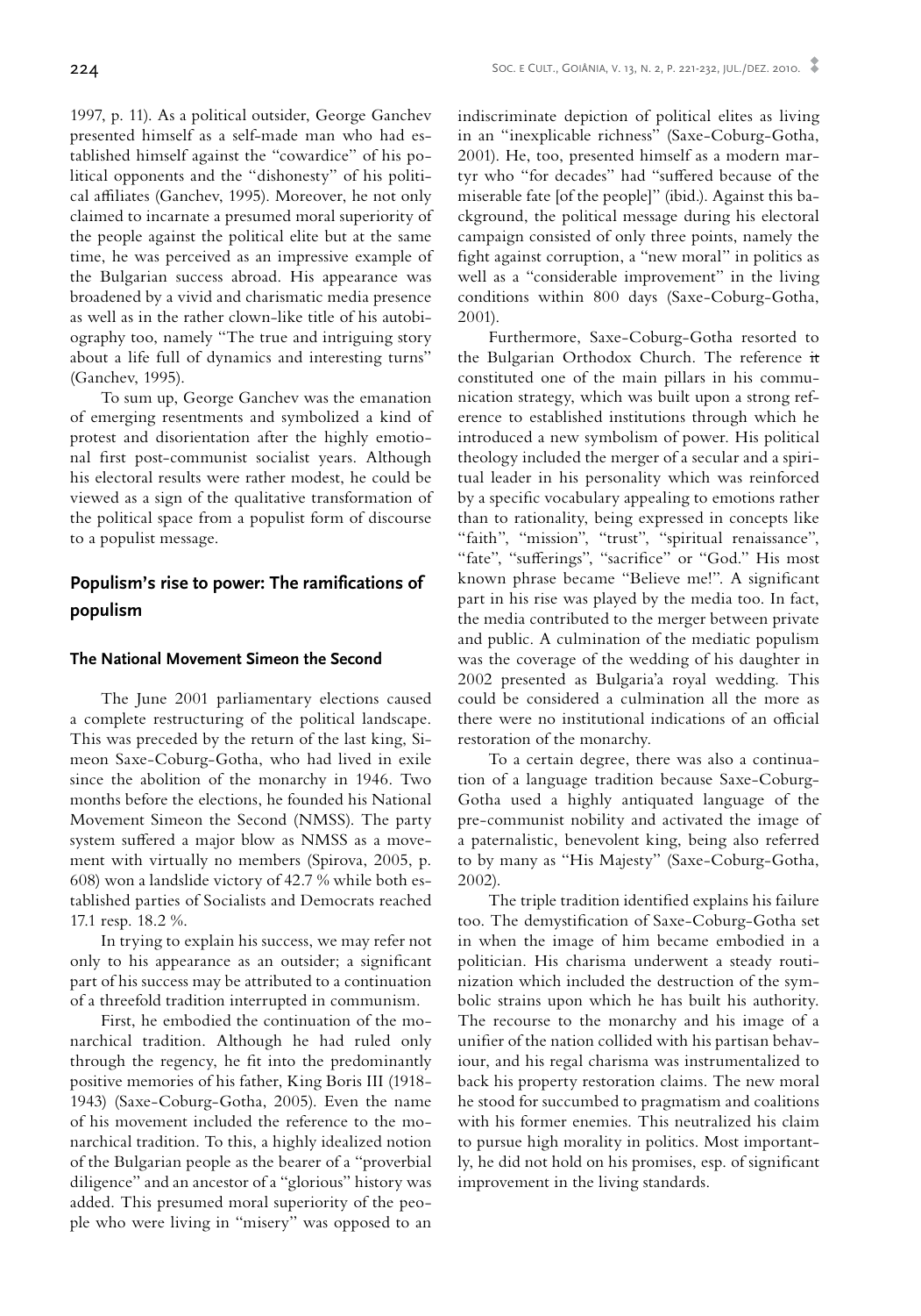1997, p. 11). As a political outsider, George Ganchev presented himself as a self-made man who had established himself against the "cowardice" of his political opponents and the "dishonesty" of his political affiliates (Ganchev, 1995). Moreover, he not only claimed to incarnate a presumed moral superiority of the people against the political elite but at the same time, he was perceived as an impressive example of the Bulgarian success abroad. His appearance was broadened by a vivid and charismatic media presence as well as in the rather clown-like title of his autobiography too, namely "The true and intriguing story about a life full of dynamics and interesting turns" (Ganchev, 1995).

To sum up, George Ganchev was the emanation of emerging resentments and symbolized a kind of protest and disorientation after the highly emotional first post-communist socialist years. Although his electoral results were rather modest, he could be viewed as a sign of the qualitative transformation of the political space from a populist form of discourse to a populist message.

## Populism's rise to power: The ramifications of populism

### The National Movement Simeon the Second

The June 2001 parliamentary elections caused a complete restructuring of the political landscape. This was preceded by the return of the last king, Simeon Saxe-Coburg-Gotha, who had lived in exile since the abolition of the monarchy in 1946. Two months before the elections, he founded his National Movement Simeon the Second (NMSS). The party system suffered a major blow as NMSS as a movement with virtually no members (Spirova, 2005, p. 608) won a landslide victory of 42.7 % while both established parties of Socialists and Democrats reached 17.1 resp. 18.2 %.

In trying to explain his success, we may refer not only to his appearance as an outsider; a significant part of his success may be attributed to a continuation of a threefold tradition interrupted in communism.

First, he embodied the continuation of the monarchical tradition. Although he had ruled only through the regency, he fit into the predominantly positive memories of his father, King Boris III (1918-1943) (Saxe-Coburg-Gotha, 2005). Even the name of his movement included the reference to the monarchical tradition. To this, a highly idealized notion of the Bulgarian people as the bearer of a "proverbial diligence" and an ancestor of a "glorious" history was added. This presumed moral superiority of the people who were living in "misery" was opposed to an indiscriminate depiction of political elites as living in an "inexplicable richness" (Saxe-Coburg-Gotha, 2001). He, too, presented himself as a modern martyr who "for decades" had "suffered because of the miserable fate [of the people]" (ibid.). Against this background, the political message during his electoral campaign consisted of only three points, namely the fight against corruption, a "new moral" in politics as well as a "considerable improvement" in the living conditions within 800 days (Saxe-Coburg-Gotha, 2001).

Furthermore, Saxe-Coburg-Gotha resorted to the Bulgarian Orthodox Church. The reference it constituted one of the main pillars in his communication strategy, which was built upon a strong reference to established institutions through which he introduced a new symbolism of power. His political theology included the merger of a secular and a spiritual leader in his personality which was reinforced by a specific vocabulary appealing to emotions rather than to rationality, being expressed in concepts like "faith", "mission", "trust", "spiritual renaissance", "fate", "sufferings", "sacrifice" or "God." His most known phrase became "Believe me!". A significant part in his rise was played by the media too. In fact, the media contributed to the merger between private and public. A culmination of the mediatic populism was the coverage of the wedding of his daughter in 2002 presented as Bulgaria'a royal wedding. This could be considered a culmination all the more as there were no institutional indications of an official restoration of the monarchy.

To a certain degree, there was also a continuation of a language tradition because Saxe-Coburg-Gotha used a highly antiquated language of the pre-communist nobility and activated the image of a paternalistic, benevolent king, being also referred to by many as "His Majesty" (Saxe-Coburg-Gotha, 2002).

The triple tradition identified explains his failure too. The demystification of Saxe-Coburg-Gotha set in when the image of him became embodied in a politician. His charisma underwent a steady routinization which included the destruction of the symbolic strains upon which he has built his authority. The recourse to the monarchy and his image of a unifier of the nation collided with his partisan behaviour, and his regal charisma was instrumentalized to back his property restoration claims. The new moral he stood for succumbed to pragmatism and coalitions with his former enemies. This neutralized his claim to pursue high morality in politics. Most importantly, he did not hold on his promises, esp. of significant improvement in the living standards.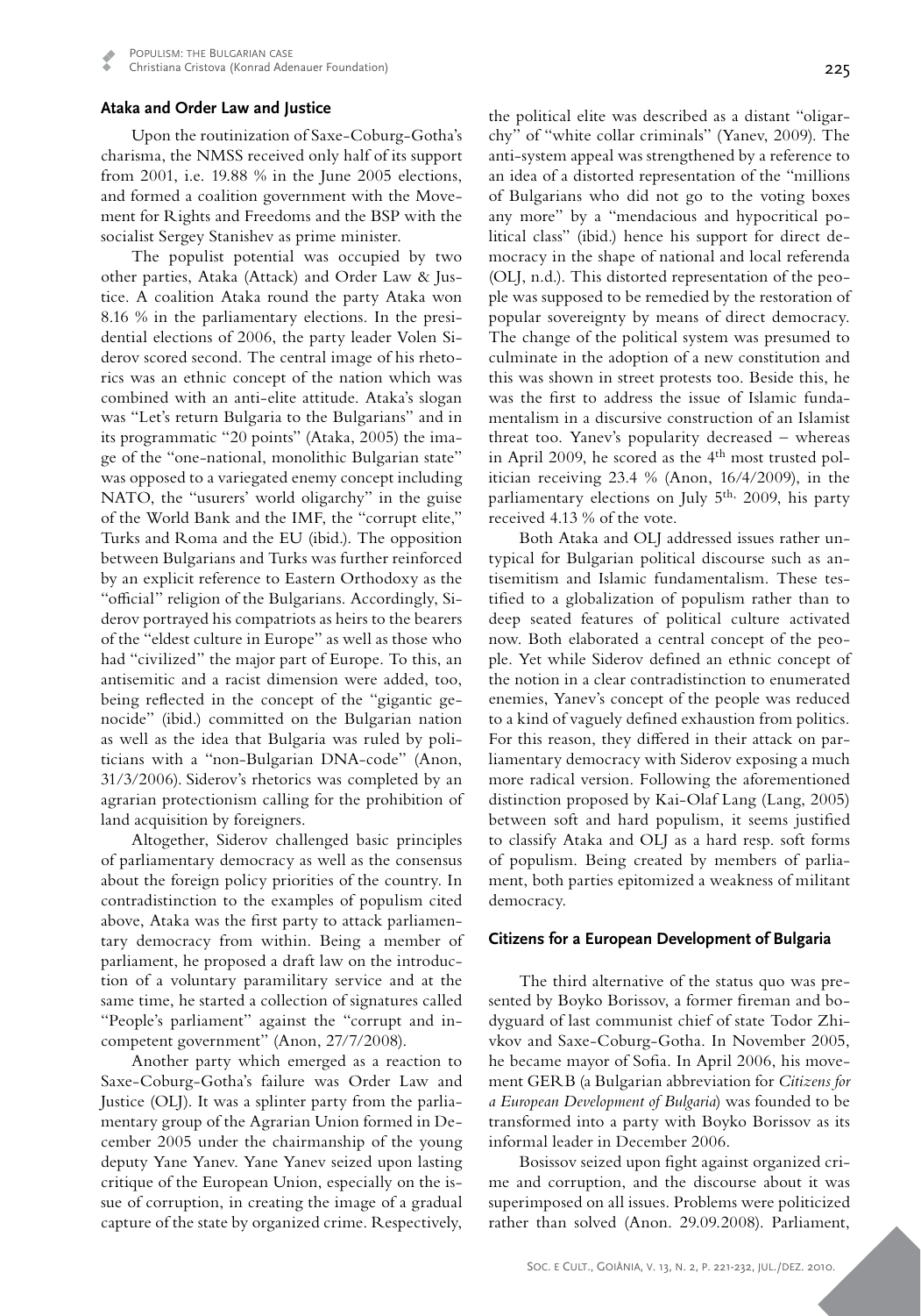## Ataka and Order Law and Justice

Upon the routinization of Saxe-Coburg-Gotha's charisma, the NMSS received only half of its support from 2001, i.e. 19.88 % in the June 2005 elections, and formed a coalition government with the Movement for Rights and Freedoms and the BSP with the socialist Sergey Stanishev as prime minister.

The populist potential was occupied by two other parties, Ataka (Attack) and Order Law & Justice. A coalition Ataka round the party Ataka won 8.16 % in the parliamentary elections. In the presidential elections of 2006, the party leader Volen Siderov scored second. The central image of his rhetorics was an ethnic concept of the nation which was combined with an anti-elite attitude. Ataka's slogan was "Let's return Bulgaria to the Bulgarians" and in its programmatic "20 points" (Ataka, 2005) the image of the "one-national, monolithic Bulgarian state" was opposed to a variegated enemy concept including NATO, the "usurers' world oligarchy" in the guise of the World Bank and the IMF, the "corrupt elite," Turks and Roma and the EU (ibid.). The opposition between Bulgarians and Turks was further reinforced by an explicit reference to Eastern Orthodoxy as the "official" religion of the Bulgarians. Accordingly, Siderov portrayed his compatriots as heirs to the bearers of the "eldest culture in Europe" as well as those who had "civilized" the major part of Europe. To this, an antisemitic and a racist dimension were added, too, being reflected in the concept of the "gigantic genocide" (ibid.) committed on the Bulgarian nation as well as the idea that Bulgaria was ruled by politicians with a "non-Bulgarian DNA-code" (Anon, 31/3/2006). Siderov's rhetorics was completed by an agrarian protectionism calling for the prohibition of land acquisition by foreigners.

Altogether, Siderov challenged basic principles of parliamentary democracy as well as the consensus about the foreign policy priorities of the country. In contradistinction to the examples of populism cited above, Ataka was the first party to attack parliamentary democracy from within. Being a member of parliament, he proposed a draft law on the introduction of a voluntary paramilitary service and at the same time, he started a collection of signatures called "People's parliament" against the "corrupt and incompetent government" (Anon, 27/7/2008).

Another party which emerged as a reaction to Saxe-Coburg-Gotha's failure was Order Law and Justice (OLJ). It was a splinter party from the parliamentary group of the Agrarian Union formed in December 2005 under the chairmanship of the young deputy Yane Yanev. Yane Yanev seized upon lasting critique of the European Union, especially on the issue of corruption, in creating the image of a gradual capture of the state by organized crime. Respectively, the political elite was described as a distant "oligarchy" of "white collar criminals" (Yanev, 2009). The anti-system appeal was strengthened by a reference to an idea of a distorted representation of the "millions of Bulgarians who did not go to the voting boxes any more" by a "mendacious and hypocritical political class" (ibid.) hence his support for direct democracy in the shape of national and local referenda (OLJ, n.d.). This distorted representation of the people was supposed to be remedied by the restoration of popular sovereignty by means of direct democracy. The change of the political system was presumed to culminate in the adoption of a new constitution and this was shown in street protests too. Beside this, he was the first to address the issue of Islamic fundamentalism in a discursive construction of an Islamist threat too. Yanev's popularity decreased – whereas in April 2009, he scored as the 4th most trusted politician receiving 23.4 % (Anon, 16/4/2009), in the parliamentary elections on July 5th, 2009, his party received 4.13 % of the vote.

Both Ataka and OLJ addressed issues rather untypical for Bulgarian political discourse such as antisemitism and Islamic fundamentalism. These testified to a globalization of populism rather than to deep seated features of political culture activated now. Both elaborated a central concept of the people. Yet while Siderov defined an ethnic concept of the notion in a clear contradistinction to enumerated enemies, Yanev's concept of the people was reduced to a kind of vaguely defined exhaustion from politics. For this reason, they differed in their attack on parliamentary democracy with Siderov exposing a much more radical version. Following the aforementioned distinction proposed by Kai-Olaf Lang (Lang, 2005) between soft and hard populism, it seems justified to classify Ataka and OLJ as a hard resp. soft forms of populism. Being created by members of parliament, both parties epitomized a weakness of militant democracy.

## Citizens for a European Development of Bulgaria

The third alternative of the status quo was presented by Boyko Borissov, a former fireman and bodyguard of last communist chief of state Todor Zhivkov and Saxe-Coburg-Gotha. In November 2005, he became mayor of Sofia. In April 2006, his movement GERB (a Bulgarian abbreviation for *Citizens for a European Development of Bulgaria*) was founded to be transformed into a party with Boyko Borissov as its informal leader in December 2006.

Bosissov seized upon fight against organized crime and corruption, and the discourse about it was superimposed on all issues. Problems were politicized rather than solved (Anon. 29.09.2008). Parliament,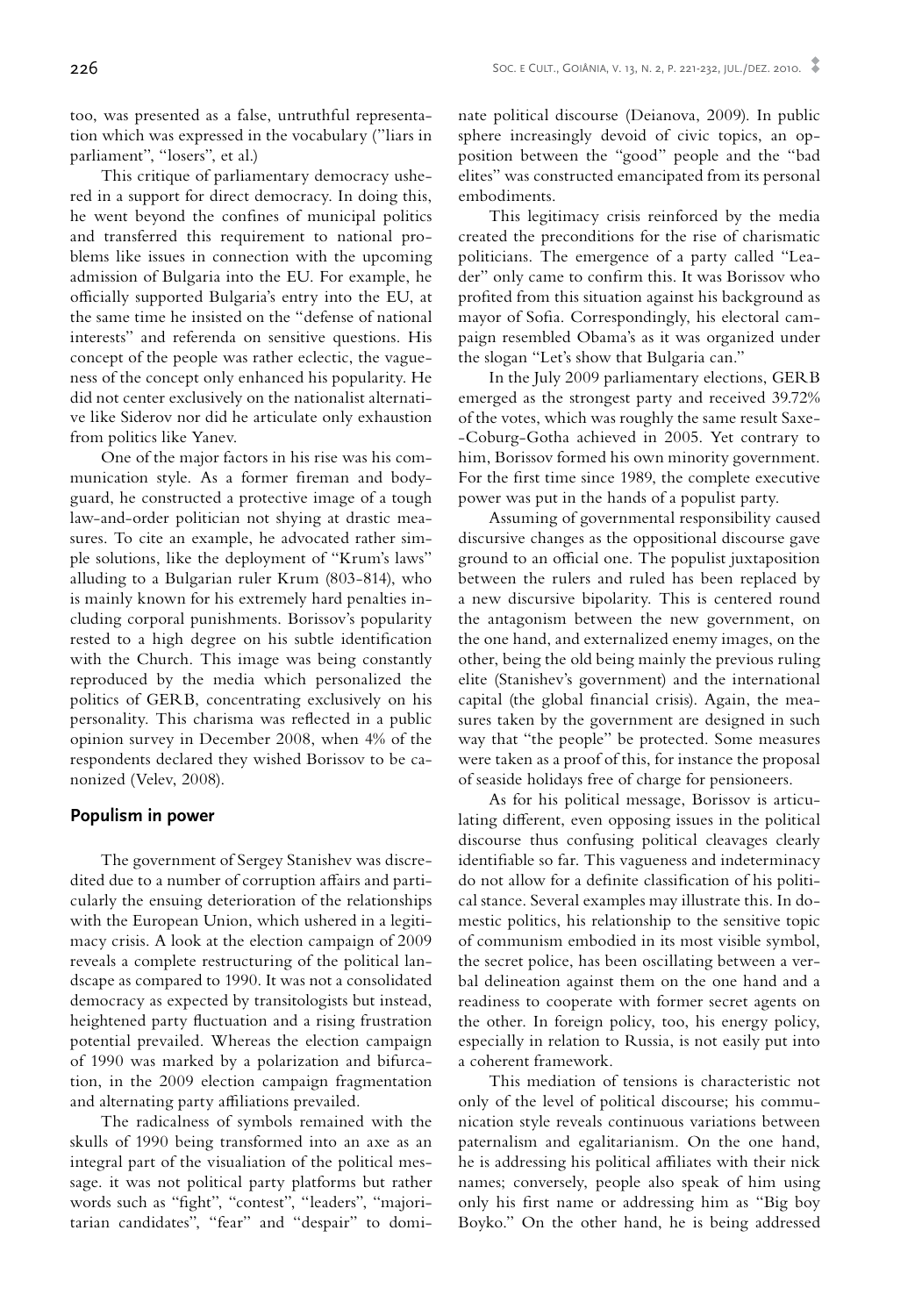too, was presented as a false, untruthful representation which was expressed in the vocabulary ("liars in parliament", "losers", et al.)

This critique of parliamentary democracy ushered in a support for direct democracy. In doing this, he went beyond the confines of municipal politics and transferred this requirement to national problems like issues in connection with the upcoming admission of Bulgaria into the EU. For example, he officially supported Bulgaria's entry into the EU, at the same time he insisted on the "defense of national interests" and referenda on sensitive questions. His concept of the people was rather eclectic, the vagueness of the concept only enhanced his popularity. He did not center exclusively on the nationalist alternative like Siderov nor did he articulate only exhaustion from politics like Yanev.

One of the major factors in his rise was his communication style. As a former fireman and bodyguard, he constructed a protective image of a tough law-and-order politician not shying at drastic measures. To cite an example, he advocated rather simple solutions, like the deployment of "Krum's laws" alluding to a Bulgarian ruler Krum (803-814), who is mainly known for his extremely hard penalties including corporal punishments. Borissov's popularity rested to a high degree on his subtle identification with the Church. This image was being constantly reproduced by the media which personalized the politics of GERB, concentrating exclusively on his personality. This charisma was reflected in a public opinion survey in December 2008, when 4% of the respondents declared they wished Borissov to be canonized (Velev, 2008).

## Populism in power

The government of Sergey Stanishev was discredited due to a number of corruption affairs and particularly the ensuing deterioration of the relationships with the European Union, which ushered in a legitimacy crisis. A look at the election campaign of 2009 reveals a complete restructuring of the political landscape as compared to 1990. It was not a consolidated democracy as expected by transitologists but instead, heightened party fluctuation and a rising frustration potential prevailed. Whereas the election campaign of 1990 was marked by a polarization and bifurcation, in the 2009 election campaign fragmentation and alternating party affiliations prevailed.

The radicalness of symbols remained with the skulls of 1990 being transformed into an axe as an integral part of the visualiation of the political message. it was not political party platforms but rather words such as "fight", "contest", "leaders", "majoritarian candidates", "fear" and "despair" to dominate political discourse (Deianova, 2009). In public sphere increasingly devoid of civic topics, an opposition between the "good" people and the "bad elites" was constructed emancipated from its personal embodiments.

This legitimacy crisis reinforced by the media created the preconditions for the rise of charismatic politicians. The emergence of a party called "Leader" only came to confirm this. It was Borissov who profited from this situation against his background as mayor of Sofia. Correspondingly, his electoral campaign resembled Obama's as it was organized under the slogan "Let's show that Bulgaria can."

In the July 2009 parliamentary elections, GERB emerged as the strongest party and received 39.72% of the votes, which was roughly the same result Saxe-Coburg-Gotha achieved in 2005. Yet contrary to him, Borissov formed his own minority government. For the first time since 1989, the complete executive power was put in the hands of a populist party.

Assuming of governmental responsibility caused discursive changes as the oppositional discourse gave ground to an official one. The populist juxtaposition between the rulers and ruled has been replaced by a new discursive bipolarity. This is centered round the antagonism between the new government, on the one hand, and externalized enemy images, on the other, being the old being mainly the previous ruling elite (Stanishev's government) and the international capital (the global financial crisis). Again, the measures taken by the government are designed in such way that "the people" be protected. Some measures were taken as a proof of this, for instance the proposal of seaside holidays free of charge for pensioneers.

As for his political message, Borissov is articulating different, even opposing issues in the political discourse thus confusing political cleavages clearly identifiable so far. This vagueness and indeterminacy do not allow for a definite classification of his political stance. Several examples may illustrate this. In domestic politics, his relationship to the sensitive topic of communism embodied in its most visible symbol, the secret police, has been oscillating between a verbal delineation against them on the one hand and a readiness to cooperate with former secret agents on the other. In foreign policy, too, his energy policy, especially in relation to Russia, is not easily put into a coherent framework.

This mediation of tensions is characteristic not only of the level of political discourse; his communication style reveals continuous variations between paternalism and egalitarianism. On the one hand, he is addressing his political affiliates with their nick names; conversely, people also speak of him using only his first name or addressing him as "Big boy Boyko." On the other hand, he is being addressed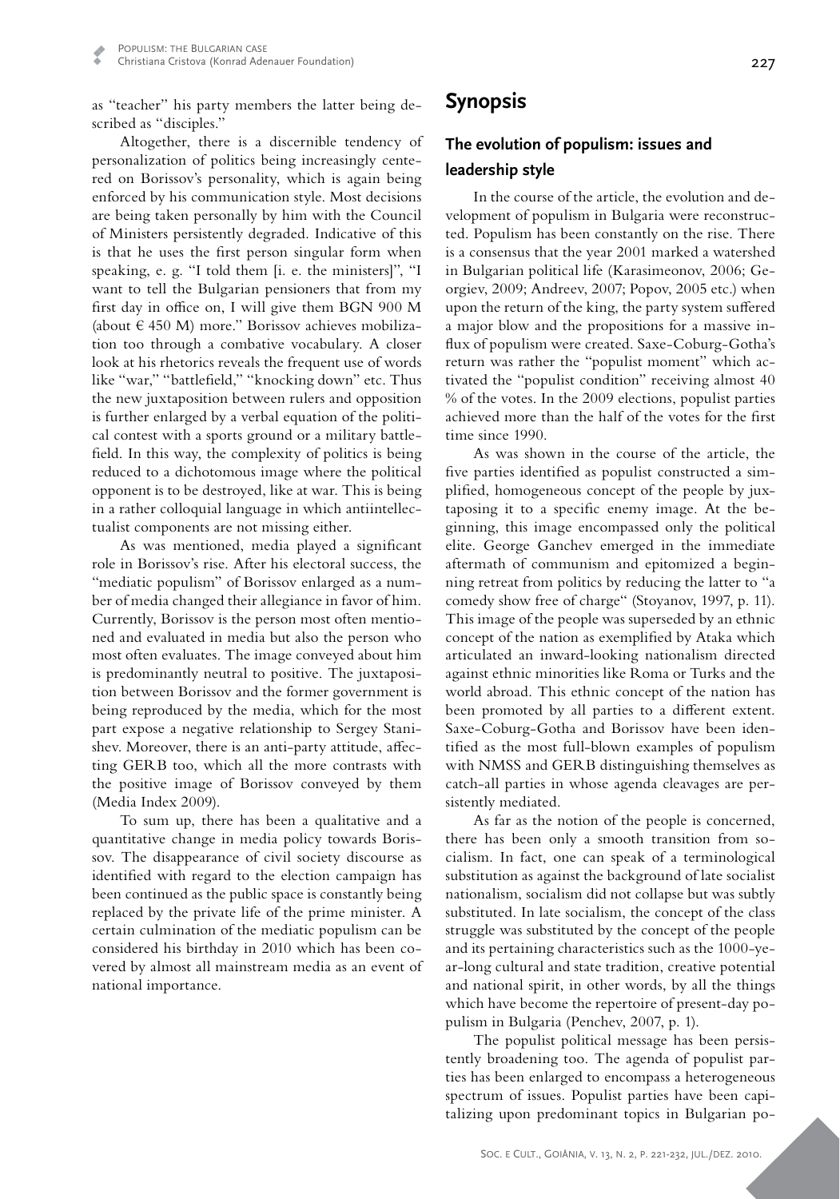as "teacher" his party members the latter being described as "disciples."

Altogether, there is a discernible tendency of personalization of politics being increasingly centered on Borissov's personality, which is again being enforced by his communication style. Most decisions are being taken personally by him with the Council of Ministers persistently degraded. Indicative of this is that he uses the first person singular form when speaking, e. g. "I told them [i. e. the ministers]", "I want to tell the Bulgarian pensioners that from my first day in office on, I will give them BGN 900 M (about € 450 M) more." Borissov achieves mobilization too through a combative vocabulary. A closer look at his rhetorics reveals the frequent use of words like "war," "battlefield," "knocking down" etc. Thus the new juxtaposition between rulers and opposition is further enlarged by a verbal equation of the political contest with a sports ground or a military battlefield. In this way, the complexity of politics is being reduced to a dichotomous image where the political opponent is to be destroyed, like at war. This is being in a rather colloquial language in which antiintellectualist components are not missing either.

As was mentioned, media played a significant role in Borissov's rise. After his electoral success, the "mediatic populism" of Borissov enlarged as a number of media changed their allegiance in favor of him. Currently, Borissov is the person most often mentioned and evaluated in media but also the person who most often evaluates. The image conveyed about him is predominantly neutral to positive. The juxtaposition between Borissov and the former government is being reproduced by the media, which for the most part expose a negative relationship to Sergey Stanishev. Moreover, there is an anti-party attitude, affecting GERB too, which all the more contrasts with the positive image of Borissov conveyed by them (Media Index 2009).

To sum up, there has been a qualitative and a quantitative change in media policy towards Borissov. The disappearance of civil society discourse as identified with regard to the election campaign has been continued as the public space is constantly being replaced by the private life of the prime minister. A certain culmination of the mediatic populism can be considered his birthday in 2010 which has been covered by almost all mainstream media as an event of national importance.

## Synopsis

### The evolution of populism: issues and leadership style

In the course of the article, the evolution and development of populism in Bulgaria were reconstructed. Populism has been constantly on the rise. There is a consensus that the year 2001 marked a watershed in Bulgarian political life (Karasimeonov, 2006; Georgiev, 2009; Andreev, 2007; Popov, 2005 etc.) when upon the return of the king, the party system suffered a major blow and the propositions for a massive influx of populism were created. Saxe-Coburg-Gotha's return was rather the "populist moment" which activated the "populist condition" receiving almost 40 % of the votes. In the 2009 elections, populist parties achieved more than the half of the votes for the first time since 1990.

As was shown in the course of the article, the five parties identified as populist constructed a simplified, homogeneous concept of the people by juxtaposing it to a specific enemy image. At the beginning, this image encompassed only the political elite. George Ganchev emerged in the immediate aftermath of communism and epitomized a beginning retreat from politics by reducing the latter to "a comedy show free of charge" (Stoyanov, 1997, p. 11). This image of the people was superseded by an ethnic concept of the nation as exemplified by Ataka which articulated an inward-looking nationalism directed against ethnic minorities like Roma or Turks and the world abroad. This ethnic concept of the nation has been promoted by all parties to a different extent. Saxe-Coburg-Gotha and Borissov have been identified as the most full-blown examples of populism with NMSS and GERB distinguishing themselves as catch-all parties in whose agenda cleavages are persistently mediated.

As far as the notion of the people is concerned, there has been only a smooth transition from socialism. In fact, one can speak of a terminological substitution as against the background of late socialist nationalism, socialism did not collapse but was subtly substituted. In late socialism, the concept of the class struggle was substituted by the concept of the people and its pertaining characteristics such as the 1000-year-long cultural and state tradition, creative potential and national spirit, in other words, by all the things which have become the repertoire of present-day populism in Bulgaria (Penchev, 2007, p. 1).

The populist political message has been persistently broadening too. The agenda of populist parties has been enlarged to encompass a heterogeneous spectrum of issues. Populist parties have been capitalizing upon predominant topics in Bulgarian po-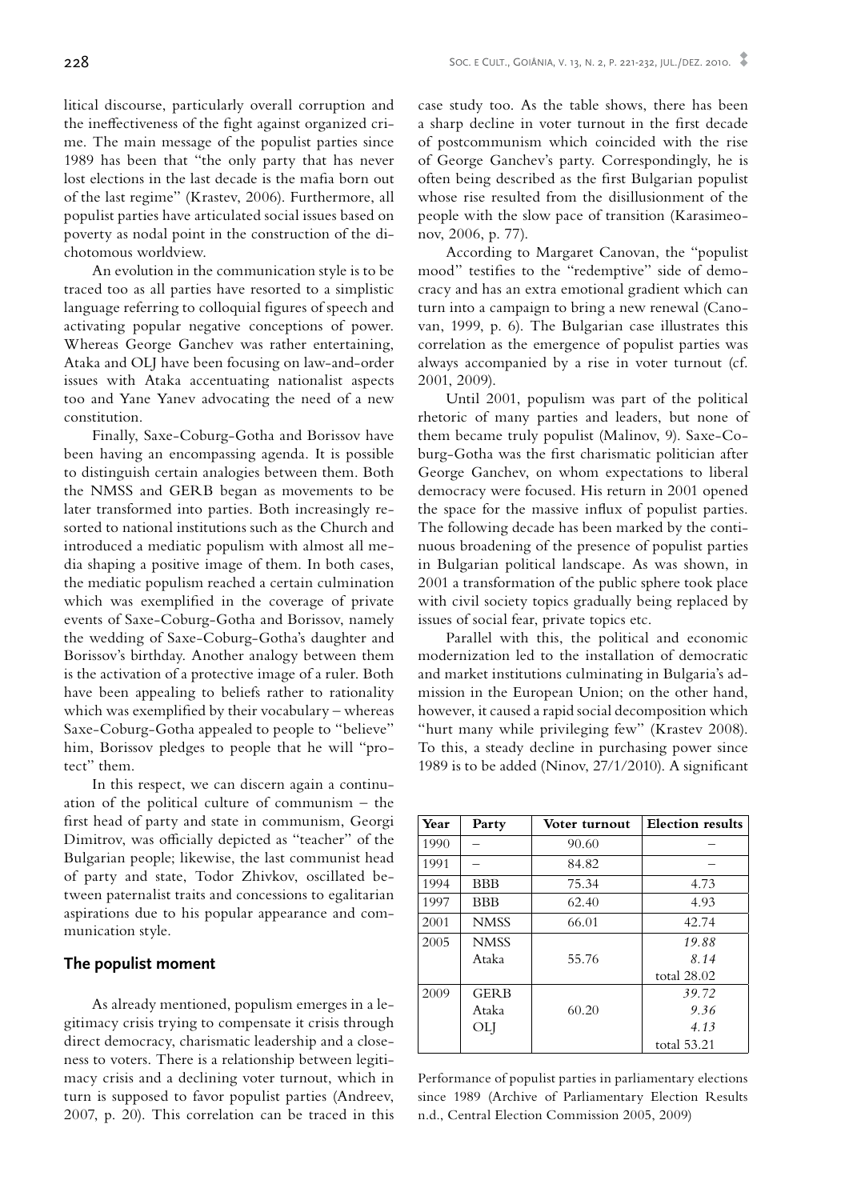litical discourse, particularly overall corruption and the ineffectiveness of the fight against organized crime. The main message of the populist parties since 1989 has been that "the only party that has never lost elections in the last decade is the mafia born out of the last regime" (Krastev, 2006). Furthermore, all populist parties have articulated social issues based on poverty as nodal point in the construction of the dichotomous worldview.

An evolution in the communication style is to be traced too as all parties have resorted to a simplistic language referring to colloquial figures of speech and activating popular negative conceptions of power. Whereas George Ganchev was rather entertaining, Ataka and OLJ have been focusing on law-and-order issues with Ataka accentuating nationalist aspects too and Yane Yanev advocating the need of a new constitution.

Finally, Saxe-Coburg-Gotha and Borissov have been having an encompassing agenda. It is possible to distinguish certain analogies between them. Both the NMSS and GERB began as movements to be later transformed into parties. Both increasingly resorted to national institutions such as the Church and introduced a mediatic populism with almost all media shaping a positive image of them. In both cases, the mediatic populism reached a certain culmination which was exemplified in the coverage of private events of Saxe-Coburg-Gotha and Borissov, namely the wedding of Saxe-Coburg-Gotha's daughter and Borissov's birthday. Another analogy between them is the activation of a protective image of a ruler. Both have been appealing to beliefs rather to rationality which was exemplified by their vocabulary – whereas Saxe-Coburg-Gotha appealed to people to "believe" him, Borissov pledges to people that he will "protect" them.

In this respect, we can discern again a continuation of the political culture of communism – the first head of party and state in communism, Georgi Dimitrov, was officially depicted as "teacher" of the Bulgarian people; likewise, the last communist head of party and state, Todor Zhivkov, oscillated between paternalist traits and concessions to egalitarian aspirations due to his popular appearance and communication style.

## The populist moment

As already mentioned, populism emerges in a legitimacy crisis trying to compensate it crisis through direct democracy, charismatic leadership and a closeness to voters. There is a relationship between legitimacy crisis and a declining voter turnout, which in turn is supposed to favor populist parties (Andreev, 2007, p. 20). This correlation can be traced in this case study too. As the table shows, there has been a sharp decline in voter turnout in the first decade of postcommunism which coincided with the rise of George Ganchev's party. Correspondingly, he is often being described as the first Bulgarian populist whose rise resulted from the disillusionment of the people with the slow pace of transition (Karasimeonov, 2006, p. 77).

According to Margaret Canovan, the "populist mood" testifies to the "redemptive" side of democracy and has an extra emotional gradient which can turn into a campaign to bring a new renewal (Canovan, 1999, p. 6). The Bulgarian case illustrates this correlation as the emergence of populist parties was always accompanied by a rise in voter turnout (cf. 2001, 2009).

Until 2001, populism was part of the political rhetoric of many parties and leaders, but none of them became truly populist (Malinov, 9). Saxe-Coburg-Gotha was the first charismatic politician after George Ganchev, on whom expectations to liberal democracy were focused. His return in 2001 opened the space for the massive influx of populist parties. The following decade has been marked by the continuous broadening of the presence of populist parties in Bulgarian political landscape. As was shown, in 2001 a transformation of the public sphere took place with civil society topics gradually being replaced by issues of social fear, private topics etc.

Parallel with this, the political and economic modernization led to the installation of democratic and market institutions culminating in Bulgaria's admission in the European Union; on the other hand, however, it caused a rapid social decomposition which "hurt many while privileging few" (Krastev 2008). To this, a steady decline in purchasing power since 1989 is to be added (Ninov, 27/1/2010). A significant

| Year | Party | Voter turnout | Election results |
|---|---|---|---|
| 1990 | – | 90.60 | – |
| 1991 | – | 84.82 | – |
| 1994 | BBB | 75.34 | 4.73 |
| 1997 | BBB | 62.40 | 4.93 |
| 2001 | NMSS | 66.01 | 42.74 |
| 2005 | NMSS<br>Ataka | 55.76 | *19.88*<br>*8.14*<br>total 28.02 |
| 2009 | GERB<br>Ataka<br>OLJ | 60.20 | *39.72*<br>*9.36*<br>*4.13*<br>total 53.21 |

Performance of populist parties in parliamentary elections since 1989 (Archive of Parliamentary Election Results n.d., Central Election Commission 2005, 2009)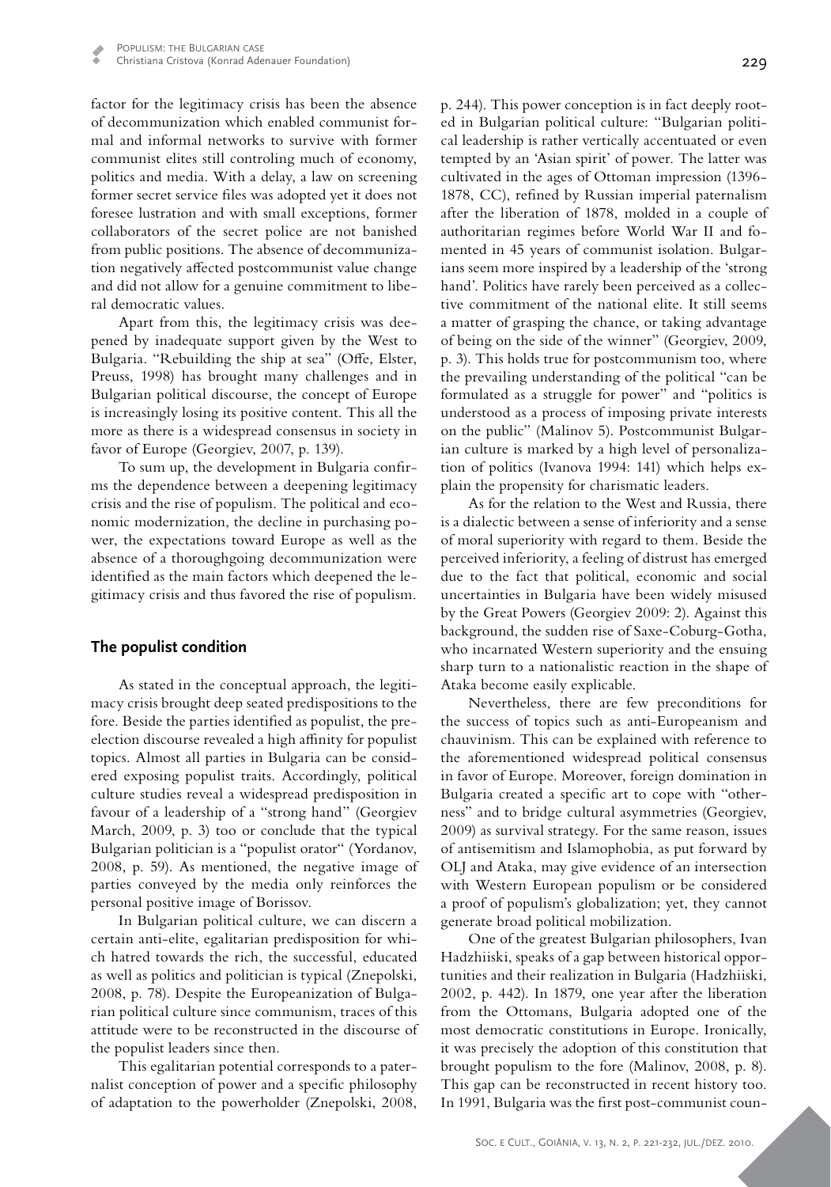factor for the legitimacy crisis has been the absence of decommunization which enabled communist formal and informal networks to survive with former communist elites still controling much of economy, politics and media. With a delay, a law on screening former secret service files was adopted yet it does not foresee lustration and with small exceptions, former collaborators of the secret police are not banished from public positions. The absence of decommunization negatively affected postcommunist value change and did not allow for a genuine commitment to liberal democratic values.

Apart from this, the legitimacy crisis was deepened by inadequate support given by the West to Bulgaria. "Rebuilding the ship at sea" (Offe, Elster, Preuss, 1998) has brought many challenges and in Bulgarian political discourse, the concept of Europe is increasingly losing its positive content. This all the more as there is a widespread consensus in society in favor of Europe (Georgiev, 2007, p. 139).

To sum up, the development in Bulgaria confirms the dependence between a deepening legitimacy crisis and the rise of populism. The political and economic modernization, the decline in purchasing power, the expectations toward Europe as well as the absence of a thoroughgoing decommunization were identified as the main factors which deepened the legitimacy crisis and thus favored the rise of populism.

## The populist condition

As stated in the conceptual approach, the legitimacy crisis brought deep seated predispositions to the fore. Beside the parties identified as populist, the pre-election discourse revealed a high affinity for populist topics. Almost all parties in Bulgaria can be considered exposing populist traits. Accordingly, political culture studies reveal a widespread predisposition in favour of a leadership of a "strong hand" (Georgiev March, 2009, p. 3) too or conclude that the typical Bulgarian politician is a "populist orator" (Yordanov, 2008, p. 59). As mentioned, the negative image of parties conveyed by the media only reinforces the personal positive image of Borissov.

In Bulgarian political culture, we can discern a certain anti-elite, egalitarian predisposition for which hatred towards the rich, the successful, educated as well as politics and politician is typical (Znepolski, 2008, p. 78). Despite the Europeanization of Bulgarian political culture since communism, traces of this attitude were to be reconstructed in the discourse of the populist leaders since then.

This egalitarian potential corresponds to a paternalist conception of power and a specific philosophy of adaptation to the powerholder (Znepolski, 2008, p. 244). This power conception is in fact deeply rooted in Bulgarian political culture: "Bulgarian political leadership is rather vertically accentuated or even tempted by an 'Asian spirit' of power. The latter was cultivated in the ages of Ottoman impression (1396-1878, CC), refined by Russian imperial paternalism after the liberation of 1878, molded in a couple of authoritarian regimes before World War II and fomented in 45 years of communist isolation. Bulgarians seem more inspired by a leadership of the 'strong hand'. Politics have rarely been perceived as a collective commitment of the national elite. It still seems a matter of grasping the chance, or taking advantage of being on the side of the winner" (Georgiev, 2009, p. 3). This holds true for postcommunism too, where the prevailing understanding of the political "can be formulated as a struggle for power" and "politics is understood as a process of imposing private interests on the public" (Malinov 5). Postcommunist Bulgarian culture is marked by a high level of personalization of politics (Ivanova 1994: 141) which helps explain the propensity for charismatic leaders.

As for the relation to the West and Russia, there is a dialectic between a sense of inferiority and a sense of moral superiority with regard to them. Beside the perceived inferiority, a feeling of distrust has emerged due to the fact that political, economic and social uncertainties in Bulgaria have been widely misused by the Great Powers (Georgiev 2009: 2). Against this background, the sudden rise of Saxe-Coburg-Gotha, who incarnated Western superiority and the ensuing sharp turn to a nationalistic reaction in the shape of Ataka become easily explicable.

Nevertheless, there are few preconditions for the success of topics such as anti-Europeanism and chauvinism. This can be explained with reference to the aforementioned widespread political consensus in favor of Europe. Moreover, foreign domination in Bulgaria created a specific art to cope with "otherness" and to bridge cultural asymmetries (Georgiev, 2009) as survival strategy. For the same reason, issues of antisemitism and Islamophobia, as put forward by OLJ and Ataka, may give evidence of an intersection with Western European populism or be considered a proof of populism's globalization; yet, they cannot generate broad political mobilization.

One of the greatest Bulgarian philosophers, Ivan Hadzhiiski, speaks of a gap between historical opportunities and their realization in Bulgaria (Hadzhiiski, 2002, p. 442). In 1879, one year after the liberation from the Ottomans, Bulgaria adopted one of the most democratic constitutions in Europe. Ironically, it was precisely the adoption of this constitution that brought populism to the fore (Malinov, 2008, p. 8). This gap can be reconstructed in recent history too. In 1991, Bulgaria was the first post-communist coun-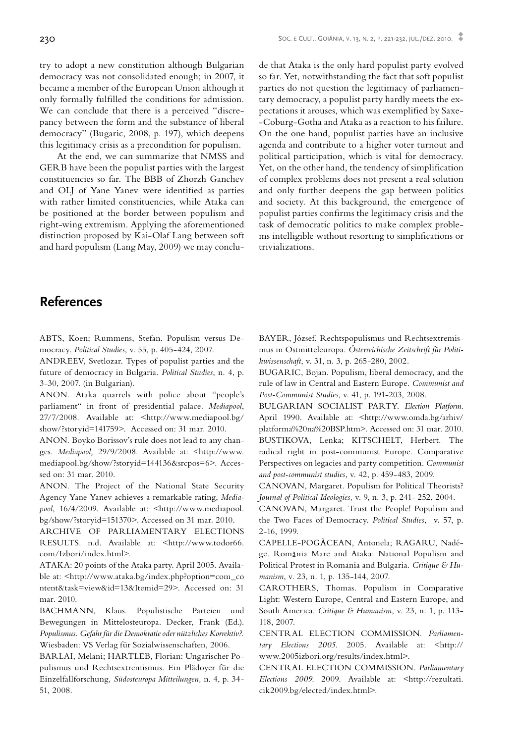try to adopt a new constitution although Bulgarian democracy was not consolidated enough; in 2007, it became a member of the European Union although it only formally fulfilled the conditions for admission. We can conclude that there is a perceived "discrepancy between the form and the substance of liberal democracy" (Bugaric, 2008, p. 197), which deepens this legitimacy crisis as a precondition for populism.

At the end, we can summarize that NMSS and GERB have been the populist parties with the largest constituencies so far. The BBB of Zhorzh Ganchev and OLJ of Yane Yanev were identified as parties with rather limited constituencies, while Ataka can be positioned at the border between populism and right-wing extremism. Applying the aforementioned distinction proposed by Kai-Olaf Lang between soft and hard populism (Lang May, 2009) we may conclude that Ataka is the only hard populist party evolved so far. Yet, notwithstanding the fact that soft populist parties do not question the legitimacy of parliamentary democracy, a populist party hardly meets the expectations it arouses, which was exemplified by Saxe-Coburg-Gotha and Ataka as a reaction to his failure. On the one hand, populist parties have an inclusive agenda and contribute to a higher voter turnout and political participation, which is vital for democracy. Yet, on the other hand, the tendency of simplification of complex problems does not present a real solution and only further deepens the gap between politics and society. At this background, the emergence of populist parties confirms the legitimacy crisis and the task of democratic politics to make complex problems intelligible without resorting to simplifications or trivializations.

## References

ABTS, Koen; Rummens, Stefan. Populism versus Democracy. *Political Studies*, v. 55, p. 405-424, 2007.

ANDREEV, Svetlozar. Types of populist parties and the future of democracy in Bulgaria. *Political Studies*, n. 4, p. 3-30, 2007. (in Bulgarian).

ANON. Ataka quarrels with police about "people's parliament" in front of presidential palace. *Mediapool*, 27/7/2008. Available at: <http://www.mediapool.bg/show/?storyid=141759>. Accessed on: 31 mar. 2010.

ANON. Boyko Borissov's rule does not lead to any changes. *Mediapool,* 29/9/2008. Available at: <http://www.mediapool.bg/show/?storyid=144136&srcpos=6>. Accessed on: 31 mar. 2010.

ANON. The Project of the National State Security Agency Yane Yanev achieves a remarkable rating, *Mediapool*, 16/4/2009. Available at: <http://www.mediapool.bg/show/?storyid=151370>. Accessed on 31 mar. 2010.

ARCHIVE OF PARLIAMENTARY ELECTIONS RESULTS. n.d. Available at: <http://www.todor66.com/Izbori/index.html>.

ATAKA: 20 points of the Ataka party. April 2005. Available at: <http://www.ataka.bg/index.php?option=com_content&task=view&id=13&Itemid=29>. Accessed on: 31 mar. 2010.

BACHMANN, Klaus. Populistische Parteien und Bewegungen in Mittelosteuropa. Decker, Frank (Ed.). *Populismus. Gefahr für die Demokratie oder nützliches Korrektiv?.* Wiesbaden: VS Verlag für Sozialwissenschaften, 2006.

BARLAI, Melani; HARTLEB, Florian: Ungarischer Populismus und Rechtsextremismus. Ein Plädoyer für die Einzelfallforschung*, Südosteuropa Mitteilungen,* n. 4, p. 34-51, 2008.

BAYER, József. Rechtspopulismus und Rechtsextremismus in Ostmitteleuropa. *Österreichische Zeitschrift für Politikwissenschaft*, v. 31, n. 3, p. 265-280, 2002.

BUGARIC, Bojan. Populism, liberal democracy, and the rule of law in Central and Eastern Europe. *Communist and Post-Communist Studies*, v. 41, p. 191-203, 2008.

BULGARIAN SOCIALIST PARTY. *Election Platform.* April 1990. Available at: <http://www.omda.bg/arhiv/platforma%20na%20BSP.htm>. Accessed on: 31 mar. 2010.

BUSTIKOVA, Lenka; KITSCHELT, Herbert. The radical right in post-communist Europe. Comparative Perspectives on legacies and party competition. *Communist and post-communist studies*, v. 42, p. 459-483, 2009.

CANOVAN, Margaret. Populism for Political Theorists? *Journal of Political Ideologies,* v. 9, n. 3, p. 241- 252, 2004.

CANOVAN, Margaret. Trust the People! Populism and the Two Faces of Democracy. *Political Studies*, v. 57, p. 2-16, 1999.

CAPELLE-POGĂCEAN, Antonela; RAGARU, Nadége. Romănia Mare and Ataka: National Populism and Political Protest in Romania and Bulgaria. *Critique & Humanism*, v. 23, n. 1, p. 135-144, 2007.

CAROTHERS, Thomas. Populism in Comparative Light: Western Europe, Central and Eastern Europe, and South America. *Critique & Humanism*, v. 23, n. 1, p. 113-118, 2007.

CENTRAL ELECTION COMMISSION. *Parliamentary Elections 2005.* 2005. Available at: <http://www.2005izbori.org/results/index.html>.

CENTRAL ELECTION COMMISSION. *Parliamentary Elections 2009.* 2009. Available at: <http://rezultati.cik2009.bg/elected/index.html>.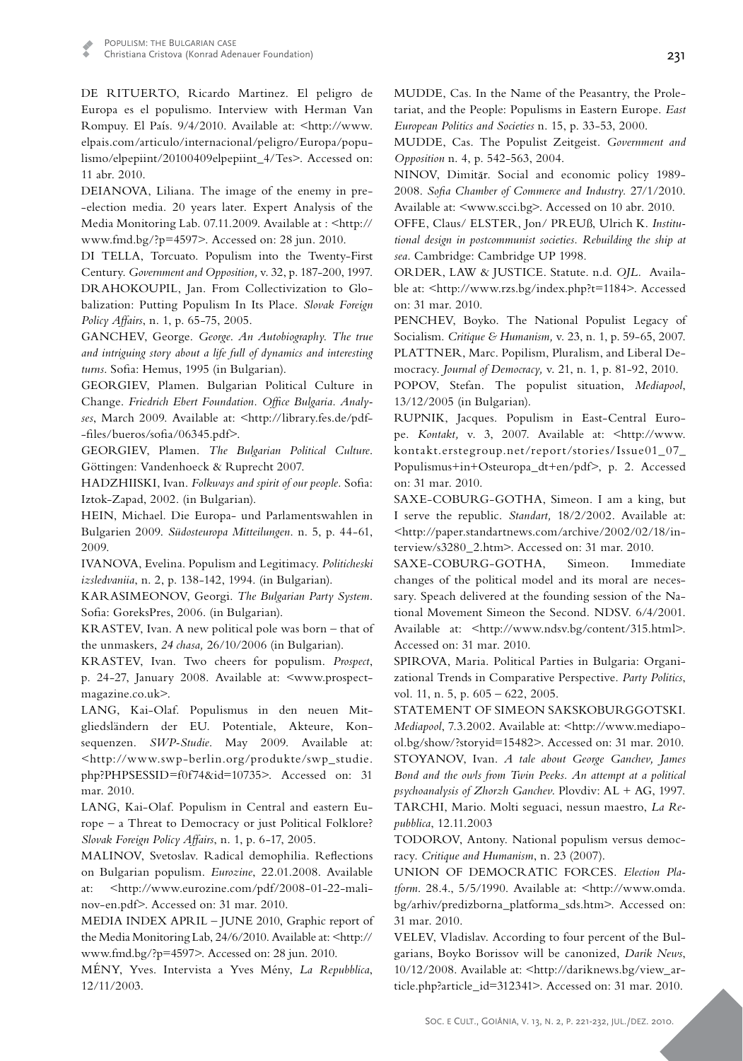DE RITUERTO, Ricardo Martinez. El peligro de Europa es el populismo. Interview with Herman Van Rompuy. El País. 9/4/2010. Available at: <http://www.elpais.com/articulo/internacional/peligro/Europa/populismo/elpepiint/20100409elpepiint_4/Tes>. Accessed on: 11 abr. 2010.

DEIANOVA, Liliana. The image of the enemy in pre--election media. 20 years later. Expert Analysis of the Media Monitoring Lab. 07.11.2009. Available at : <http://www.fmd.bg/?p=4597>. Accessed on: 28 jun. 2010.

DI TELLA, Torcuato. Populism into the Twenty-First Century. *Government and Opposition,* v. 32, p. 187-200, 1997.

DRAHOKOUPIL, Jan. From Collectivization to Globalization: Putting Populism In Its Place. *Slovak Foreign Policy Affairs*, n. 1, p. 65-75, 2005.

GANCHEV, George. *George. An Autobiography. The true and intriguing story about a life full of dynamics and interesting turns*. Sofia: Hemus, 1995 (in Bulgarian).

GEORGIEV, Plamen. Bulgarian Political Culture in Change. *Friedrich Ebert Foundation. Office Bulgaria. Analyses*, March 2009. Available at: <http://library.fes.de/pdf--files/bueros/sofia/06345.pdf>.

GEORGIEV, Plamen. *The Bulgarian Political Culture*. Göttingen: Vandenhoeck & Ruprecht 2007.

HADZHIISKI, Ivan. *Folkways and spirit of our people*. Sofia: Iztok-Zapad, 2002. (in Bulgarian).

HEIN, Michael. Die Europa- und Parlamentswahlen in Bulgarien 2009. *Südosteuropa Mitteilungen*. n. 5, p. 44-61, 2009.

IVANOVA, Evelina. Populism and Legitimacy. *Politicheski izsledvaniia*, n. 2, p. 138-142, 1994. (in Bulgarian).

KARASIMEONOV, Georgi. *The Bulgarian Party System*. Sofia: GoreksPres, 2006. (in Bulgarian).

KRASTEV, Ivan. A new political pole was born – that of the unmaskers, *24 chasa,* 26/10/2006 (in Bulgarian).

KRASTEV, Ivan. Two cheers for populism. *Prospect*, p. 24-27, January 2008. Available at: <www.prospect-magazine.co.uk>.

LANG, Kai-Olaf. Populismus in den neuen Mitgliedsländern der EU. Potentiale, Akteure, Konsequenzen. *SWP-Studie*. May 2009. Available at: <http://www.swp-berlin.org/produkte/swp_studie.php?PHPSESSID=f0f74&id=10735>. Accessed on: 31 mar. 2010.

LANG, Kai-Olaf. Populism in Central and eastern Europe – a Threat to Democracy or just Political Folklore? *Slovak Foreign Policy Affairs*, n. 1, p. 6-17, 2005.

MALINOV, Svetoslav. Radical demophilia. Reflections on Bulgarian populism. *Eurozine*, 22.01.2008. Available at: <http://www.eurozine.com/pdf/2008-01-22-malinov-en.pdf>. Accessed on: 31 mar. 2010.

MEDIA INDEX APRIL – JUNE 2010, Graphic report of the Media Monitoring Lab, 24/6/2010. Available at: <http://www.fmd.bg/?p=4597>. Accessed on: 28 jun. 2010.

MÉNY, Yves. Intervista a Yves Mény, *La Repubblica*, 12/11/2003.

MUDDE, Cas. In the Name of the Peasantry, the Proletariat, and the People: Populisms in Eastern Europe. *East European Politics and Societies* n. 15, p. 33-53, 2000.

MUDDE, Cas. The Populist Zeitgeist. *Government and Opposition* n. 4, p. 542-563, 2004.

NINOV, Dimităr. Social and economic policy 1989-2008. *Sofia Chamber of Commerce and Industry*. 27/1/2010. Available at: <www.scci.bg>. Accessed on 10 abr. 2010.

OFFE, Claus/ ELSTER, Jon/ PREUß, Ulrich K. *Institutional design in postcommunist societies. Rebuilding the ship at sea*. Cambridge: Cambridge UP 1998.

ORDER, LAW & JUSTICE. Statute. n.d. *OJL*. Available at: <http://www.rzs.bg/index.php?t=1184>. Accessed on: 31 mar. 2010.

PENCHEV, Boyko. The National Populist Legacy of Socialism. *Critique & Humanism,* v. 23, n. 1, p. 59-65, 2007.

PLATTNER, Marc. Popilism, Pluralism, and Liberal Democracy. *Journal of Democracy,* v. 21, n. 1, p. 81-92, 2010.

POPOV, Stefan. The populist situation, *Mediapool*, 13/12/2005 (in Bulgarian).

RUPNIK, Jacques. Populism in East-Central Europe. *Kontakt,* v. 3, 2007. Available at: <http://www.kontakt.erstegroup.net/report/stories/Issue01_07_Populismus+in+Osteuropa_dt+en/pdf>, p. 2. Accessed on: 31 mar. 2010.

SAXE-COBURG-GOTHA, Simeon. I am a king, but I serve the republic. *Standart,* 18/2/2002. Available at: <http://paper.standartnews.com/archive/2002/02/18/interview/s3280_2.htm>. Accessed on: 31 mar. 2010.

SAXE-COBURG-GOTHA, Simeon. Immediate changes of the political model and its moral are necessary. Speach delivered at the founding session of the National Movement Simeon the Second. NDSV. 6/4/2001. Available at: <http://www.ndsv.bg/content/315.html>. Accessed on: 31 mar. 2010.

SPIROVA, Maria. Political Parties in Bulgaria: Organizational Trends in Comparative Perspective. *Party Politics*, vol. 11, n. 5, p. 605 – 622, 2005.

STATEMENT OF SIMEON SAKSKOBURGGOTSKI. *Mediapool*, 7.3.2002. Available at: <http://www.mediapool.bg/show/?storyid=15482>. Accessed on: 31 mar. 2010.

STOYANOV, Ivan. *A tale about George Ganchev, James Bond and the owls from Twin Peeks. An attempt at a political psychoanalysis of Zhorzh Ganchev*. Plovdiv: AL + AG, 1997.

TARCHI, Mario. Molti seguaci, nessun maestro, *La Repubblica*, 12.11.2003

TODOROV, Antony. National populism versus democracy. *Critique and Humanism*, n. 23 (2007).

UNION OF DEMOCRATIC FORCES. *Election Platform*. 28.4., 5/5/1990. Available at: <http://www.omda.bg/arhiv/predizborna_platforma_sds.htm>. Accessed on: 31 mar. 2010.

VELEV, Vladislav. According to four percent of the Bulgarians, Boyko Borissov will be canonized, *Darik News*, 10/12/2008. Available at: <http://dariknews.bg/view_article.php?article_id=312341>. Accessed on: 31 mar. 2010.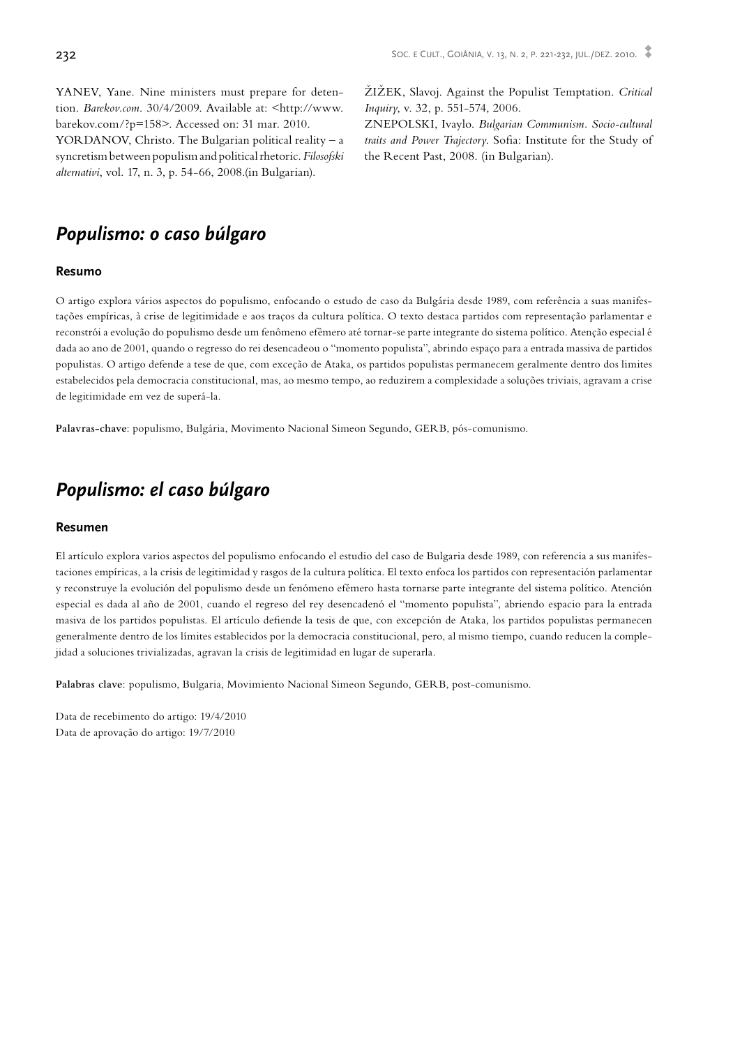YANEV, Yane. Nine ministers must prepare for detention. *Barekov.com*. 30/4/2009. Available at: <http://www.barekov.com/?p=158>. Accessed on: 31 mar. 2010.

YORDANOV, Christo. The Bulgarian political reality – a syncretism between populism and political rhetoric. *Filosofski alternativi*, vol. 17, n. 3, p. 54-66, 2008.(in Bulgarian).

ŽIŽEK, Slavoj. Against the Populist Temptation. *Critical Inquiry*, v. 32, p. 551-574, 2006.

ZNEPOLSKI, Ivaylo. *Bulgarian Communism. Socio-cultural traits and Power Trajectory*. Sofia: Institute for the Study of the Recent Past, 2008. (in Bulgarian).

# *Populismo: o caso búlgaro*

## Resumo

O artigo explora vários aspectos do populismo, enfocando o estudo de caso da Bulgária desde 1989, com referência a suas manifestações empíricas, à crise de legitimidade e aos traços da cultura política. O texto destaca partidos com representação parlamentar e reconstrói a evolução do populismo desde um fenômeno efêmero até tornar-se parte integrante do sistema político. Atenção especial é dada ao ano de 2001, quando o regresso do rei desencadeou o "momento populista", abrindo espaço para a entrada massiva de partidos populistas. O artigo defende a tese de que, com exceção de Ataka, os partidos populistas permanecem geralmente dentro dos limites estabelecidos pela democracia constitucional, mas, ao mesmo tempo, ao reduzirem a complexidade a soluções triviais, agravam a crise de legitimidade em vez de superá-la.

**Palavras-chave**: populismo, Bulgária, Movimento Nacional Simeon Segundo, GERB, pós-comunismo.

# *Populismo: el caso búlgaro*

## Resumen

El artículo explora varios aspectos del populismo enfocando el estudio del caso de Bulgaria desde 1989, con referencia a sus manifestaciones empíricas, a la crisis de legitimidad y rasgos de la cultura política. El texto enfoca los partidos con representación parlamentar y reconstruye la evolución del populismo desde un fenómeno efémero hasta tornarse parte integrante del sistema político. Atención especial es dada al año de 2001, cuando el regreso del rey desencadenó el "momento populista", abriendo espacio para la entrada masiva de los partidos populistas. El artículo defiende la tesis de que, con excepción de Ataka, los partidos populistas permanecen generalmente dentro de los límites establecidos por la democracia constitucional, pero, al mismo tiempo, cuando reducen la complejidad a soluciones trivializadas, agravan la crisis de legitimidad en lugar de superarla.

**Palabras clave**: populismo, Bulgaria, Movimiento Nacional Simeon Segundo, GERB, post-comunismo.

Data de recebimento do artigo: 19/4/2010
Data de aprovação do artigo: 19/7/2010